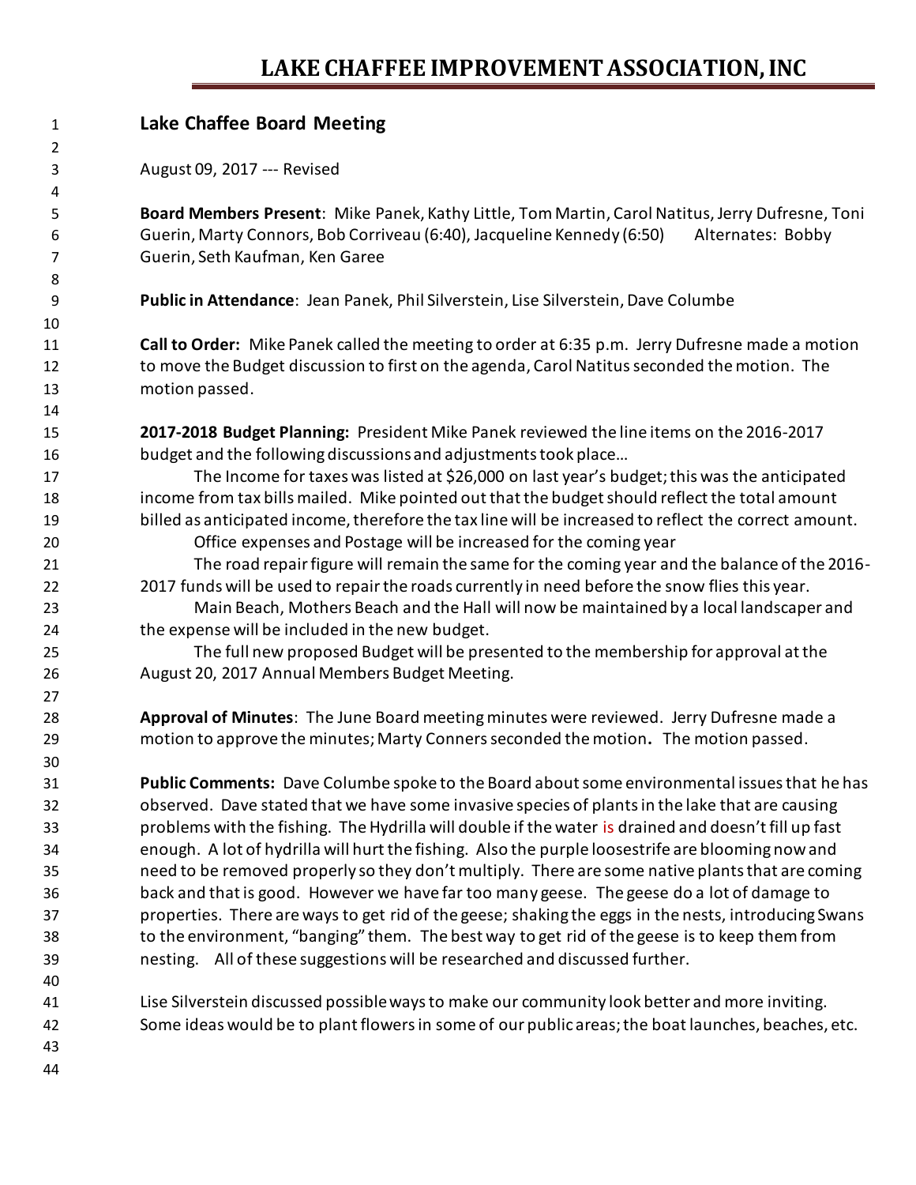# LAKE CHAFFEE IMPROVEMENT ASSOCIATION, INC

## Lake Chaffee Board Meeting

August 09, 2017 --- Revised

**Board Members Present**: Mike Panek, Kathy Little, Tom Martin, Carol Natitus, Jerry Dufresne, Toni Guerin, Marty Connors, Bob Corriveau (6:40), Jacqueline Kennedy (6:50) Alternates: Bobby Guerin, Seth Kaufman, Ken Garee

**Public in Attendance**: Jean Panek, Phil Silverstein, Lise Silverstein, Dave Columbe

**Call to Order:** Mike Panek called the meeting to order at 6:35 p.m. Jerry Dufresne made a motion to move the Budget discussion to first on the agenda, Carol Natitus seconded the motion. The motion passed.

**2017-2018 Budget Planning:** President Mike Panek reviewed the line items on the 2016-2017 budget and the following discussions and adjustments took place…

The Income for taxes was listed at $26,000 on last year's budget; this was the anticipated income from tax bills mailed. Mike pointed out that the budget should reflect the total amount billed as anticipated income, therefore the tax line will be increased to reflect the correct amount.

Office expenses and Postage will be increased for the coming year

The road repair figure will remain the same for the coming year and the balance of the 2016-2017 funds will be used to repair the roads currently in need before the snow flies this year.

Main Beach, Mothers Beach and the Hall will now be maintained by a local landscaper and the expense will be included in the new budget.

The full new proposed Budget will be presented to the membership for approval at the August 20, 2017 Annual Members Budget Meeting.

**Approval of Minutes**: The June Board meeting minutes were reviewed. Jerry Dufresne made a motion to approve the minutes; Marty Conners seconded the motion**.** The motion passed.

**Public Comments:** Dave Columbe spoke to the Board about some environmental issues that he has observed. Dave stated that we have some invasive species of plants in the lake that are causing problems with the fishing. The Hydrilla will double if the water is drained and doesn't fill up fast enough. A lot of hydrilla will hurt the fishing. Also the purple loosestrife are blooming now and need to be removed properly so they don't multiply. There are some native plants that are coming back and that is good. However we have far too many geese. The geese do a lot of damage to properties. There are ways to get rid of the geese; shaking the eggs in the nests, introducing Swans to the environment, "banging" them. The best way to get rid of the geese is to keep them from nesting. All of these suggestions will be researched and discussed further.

Lise Silverstein discussed possible ways to make our community look better and more inviting. Some ideas would be to plant flowers in some of our public areas; the boat launches, beaches, etc.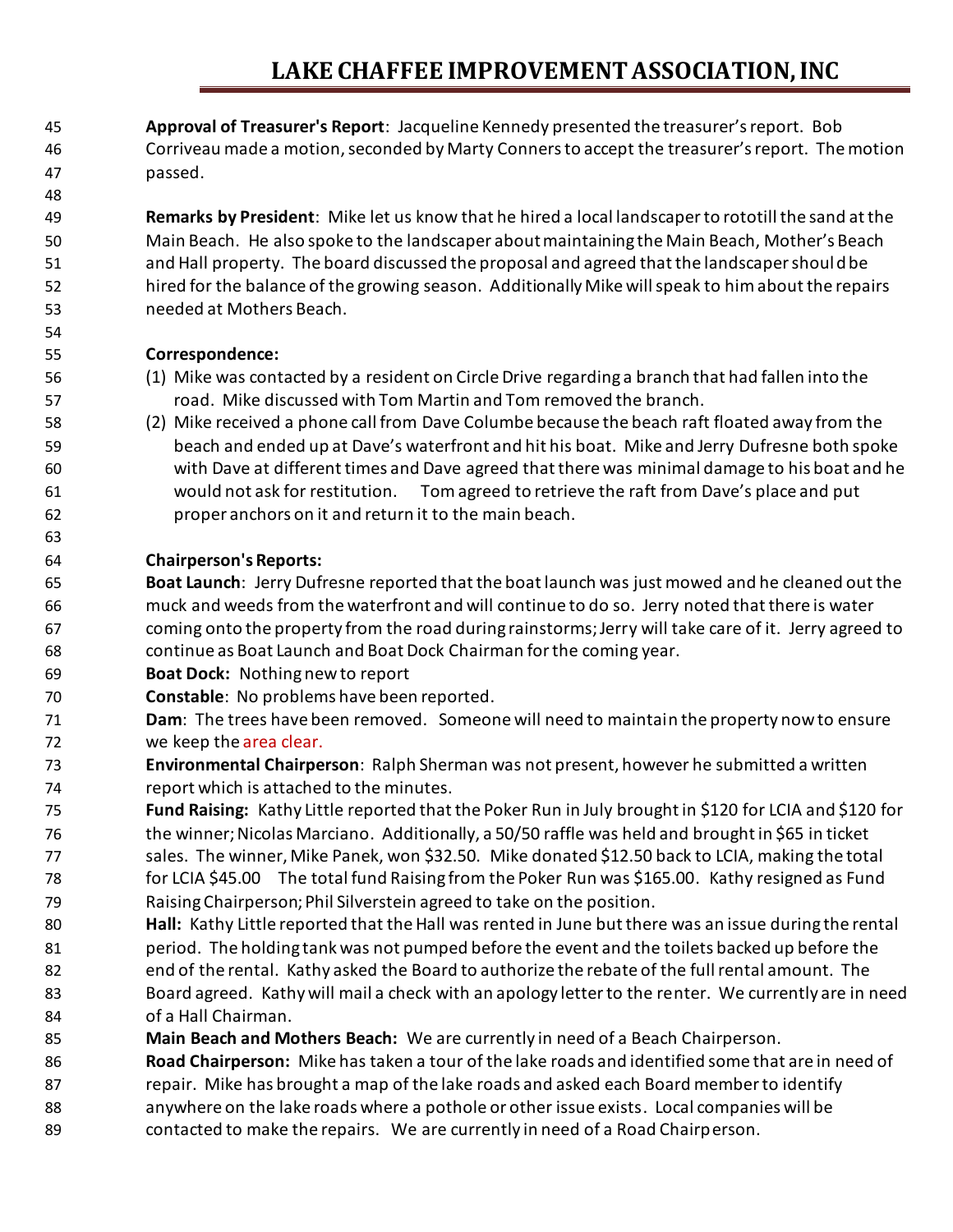**Approval of Treasurer's Report**: Jacqueline Kennedy presented the treasurer's report. Bob Corriveau made a motion, seconded by Marty Conners to accept the treasurer's report. The motion passed.

**Remarks by President**: Mike let us know that he hired a local landscaper to rototill the sand at the Main Beach. He also spoke to the landscaper about maintaining the Main Beach, Mother's Beach and Hall property. The board discussed the proposal and agreed that the landscaper should be hired for the balance of the growing season. Additionally Mike will speak to him about the repairs needed at Mothers Beach.

**Correspondence:**

(1) Mike was contacted by a resident on Circle Drive regarding a branch that had fallen into the road. Mike discussed with Tom Martin and Tom removed the branch.

(2) Mike received a phone call from Dave Columbe because the beach raft floated away from the beach and ended up at Dave's waterfront and hit his boat. Mike and Jerry Dufresne both spoke with Dave at different times and Dave agreed that there was minimal damage to his boat and he would not ask for restitution. Tom agreed to retrieve the raft from Dave's place and put proper anchors on it and return it to the main beach.

**Chairperson's Reports:**

**Boat Launch**: Jerry Dufresne reported that the boat launch was just mowed and he cleaned out the muck and weeds from the waterfront and will continue to do so. Jerry noted that there is water coming onto the property from the road during rainstorms; Jerry will take care of it. Jerry agreed to continue as Boat Launch and Boat Dock Chairman for the coming year.

**Boat Dock:** Nothing new to report

**Constable**: No problems have been reported.

**Dam**: The trees have been removed. Someone will need to maintain the property now to ensure we keep the area clear.

**Environmental Chairperson**: Ralph Sherman was not present, however he submitted a written report which is attached to the minutes.

**Fund Raising:** Kathy Little reported that the Poker Run in July brought in $120 for LCIA and $120 for the winner; Nicolas Marciano. Additionally, a 50/50 raffle was held and brought in $65 in ticket sales. The winner, Mike Panek, won $32.50. Mike donated $12.50 back to LCIA, making the total for LCIA $45.00 The total fund Raising from the Poker Run was $165.00. Kathy resigned as Fund Raising Chairperson; Phil Silverstein agreed to take on the position.

**Hall:** Kathy Little reported that the Hall was rented in June but there was an issue during the rental period. The holding tank was not pumped before the event and the toilets backed up before the end of the rental. Kathy asked the Board to authorize the rebate of the full rental amount. The Board agreed. Kathy will mail a check with an apology letter to the renter. We currently are in need of a Hall Chairman.

**Main Beach and Mothers Beach:** We are currently in need of a Beach Chairperson.

**Road Chairperson:** Mike has taken a tour of the lake roads and identified some that are in need of repair. Mike has brought a map of the lake roads and asked each Board member to identify anywhere on the lake roads where a pothole or other issue exists. Local companies will be contacted to make the repairs. We are currently in need of a Road Chairperson.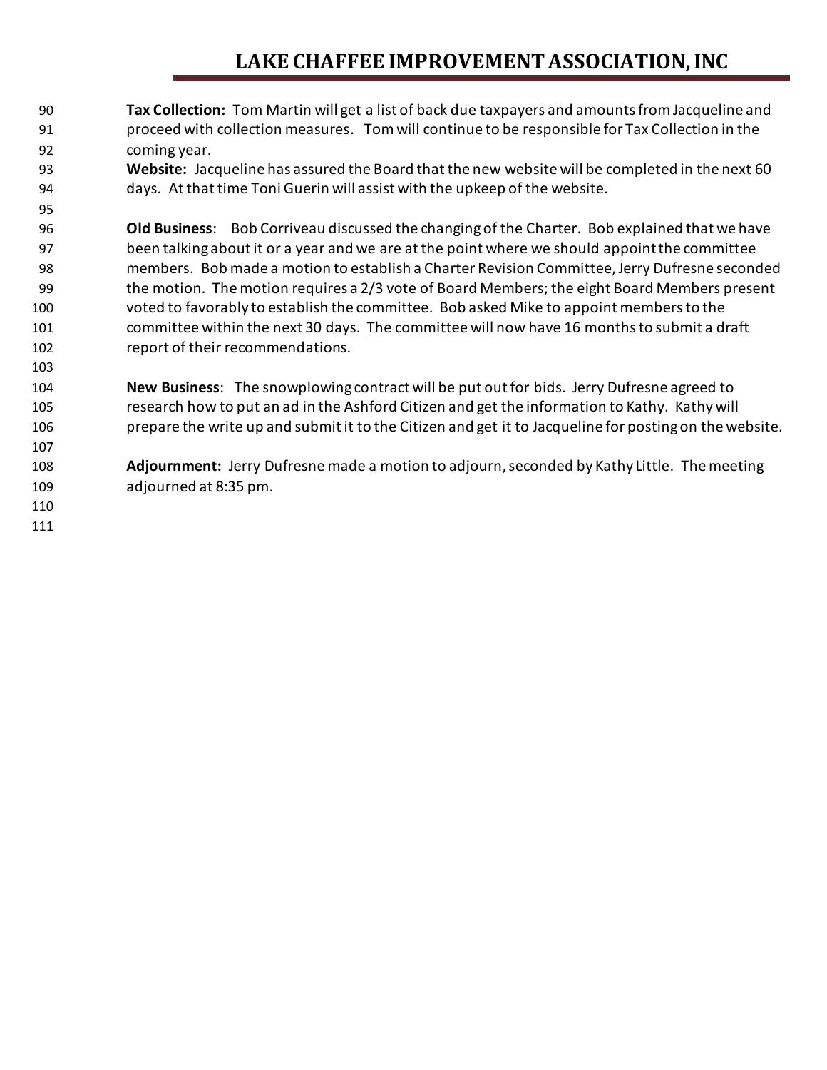**Tax Collection:** Tom Martin will get a list of back due taxpayers and amounts from Jacqueline and proceed with collection measures. Tom will continue to be responsible for Tax Collection in the coming year.

**Website:** Jacqueline has assured the Board that the new website will be completed in the next 60 days. At that time Toni Guerin will assist with the upkeep of the website.

**Old Business**: Bob Corriveau discussed the changing of the Charter. Bob explained that we have been talking about it or a year and we are at the point where we should appoint the committee members. Bob made a motion to establish a Charter Revision Committee, Jerry Dufresne seconded the motion. The motion requires a 2/3 vote of Board Members; the eight Board Members present voted to favorably to establish the committee. Bob asked Mike to appoint members to the committee within the next 30 days. The committee will now have 16 months to submit a draft report of their recommendations.

**New Business**: The snowplowing contract will be put out for bids. Jerry Dufresne agreed to research how to put an ad in the Ashford Citizen and get the information to Kathy. Kathy will prepare the write up and submit it to the Citizen and get it to Jacqueline for posting on the website.

**Adjournment:** Jerry Dufresne made a motion to adjourn, seconded by Kathy Little. The meeting adjourned at 8:35 pm.